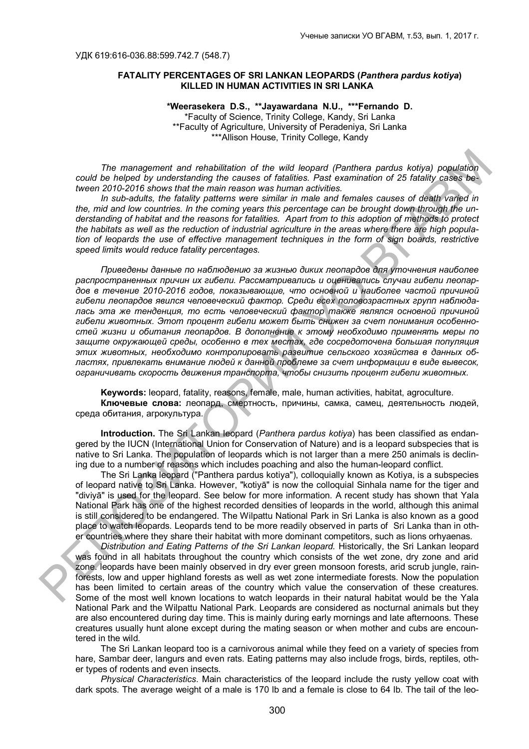УДК 619:616-036.88:599.742.7 (548.7)

**FATALITY PERCENTAGES OF SRI LANKAN LEOPARDS (*Panthera pardus kotiya*) KILLED IN HUMAN ACTIVITIES IN SRI LANKA**

**\*Weerasekera D.S., \*\*Jayawardana N.U., \*\*\*Fernando D.**

\*Faculty of Science, Trinity College, Kandy, Sri Lanka
\*\*Faculty of Agriculture, University of Peradeniya, Sri Lanka
\*\*\*Allison House, Trinity College, Kandy

*The management and rehabilitation of the wild leopard (Panthera pardus kotiya) population could be helped by understanding the causes of fatalities. Past examination of 25 fatality cases between 2010-2016 shows that the main reason was human activities.*

*In sub-adults, the fatality patterns were similar in male and females causes of death varied in the, mid and low countries. In the coming years this percentage can be brought down through the understanding of habitat and the reasons for fatalities. Apart from to this adoption of methods to protect the habitats as well as the reduction of industrial agriculture in the areas where there are high population of leopards the use of effective management techniques in the form of sign boards, restrictive speed limits would reduce fatality percentages.*

*Приведены данные по наблюдению за жизнью диких леопардов для уточнения наиболее распространенных причин их гибели. Рассматривались и оценивались случаи гибели леопардов в течение 2010-2016 годов, показывающие, что основной и наиболее частой причиной гибели леопардов явился человеческий фактор. Среди всех половозрастных групп наблюдалась эта же тенденция, то есть человеческий фактор также являлся основной причиной гибели животных. Этот процент гибели может быть снижен за счет понимания особенностей жизни и обитания леопардов. В дополнение к этому необходимо применять меры по защите окружающей среды, особенно в тех местах, где сосредоточена большая популяция этих животных, необходимо контролировать развитие сельского хозяйства в данных областях, привлекать внимание людей к данной проблеме за счет информации в виде вывесок, ограничивать скорость движения транспорта, чтобы снизить процент гибели животных.*

**Keywords:** leopard, fatality, reasons, female, male, human activities, habitat, agroculture.

**Ключевые слова:** леопард, смертность, причины, самка, самец, деятельность людей, среда обитания, агрокультура.

**Introduction.** The Sri Lankan leopard (*Panthera pardus kotiya*) has been classified as endangered by the IUCN (International Union for Conservation of Nature) and is a leopard subspecies that is native to Sri Lanka. The population of leopards which is not larger than a mere 250 animals is declining due to a number of reasons which includes poaching and also the human-leopard conflict.

The Sri Lanka leopard ("Panthera pardus kotiya"), colloquially known as Kotiya, is a subspecies of leopard native to Sri Lanka. However, "kotiyā" is now the colloquial Sinhala name for the tiger and "diviyā" is used for the leopard. See below for more information. A recent study has shown that Yala National Park has one of the highest recorded densities of leopards in the world, although this animal is still considered to be endangered. The Wilpattu National Park in Sri Lanka is also known as a good place to watch leopards. Leopards tend to be more readily observed in parts of Sri Lanka than in other countries where they share their habitat with more dominant competitors, such as lions orhyaenas.

*Distribution and Eating Patterns of the Sri Lankan leopard.* Historically, the Sri Lankan leopard was found in all habitats throughout the country which consists of the wet zone, dry zone and arid zone. leopards have been mainly observed in dry ever green monsoon forests, arid scrub jungle, rainforests, low and upper highland forests as well as wet zone intermediate forests. Now the population has been limited to certain areas of the country which value the conservation of these creatures. Some of the most well known locations to watch leopards in their natural habitat would be the Yala National Park and the Wilpattu National Park. Leopards are considered as nocturnal animals but they are also encountered during day time. This is mainly during early mornings and late afternoons. These creatures usually hunt alone except during the mating season or when mother and cubs are encountered in the wild.

The Sri Lankan leopard too is a carnivorous animal while they feed on a variety of species from hare, Sambar deer, langurs and even rats. Eating patterns may also include frogs, birds, reptiles, other types of rodents and even insects.

*Physical Characteristics*. Main characteristics of the leopard include the rusty yellow coat with dark spots. The average weight of a male is 170 lb and a female is close to 64 lb. The tail of the leo-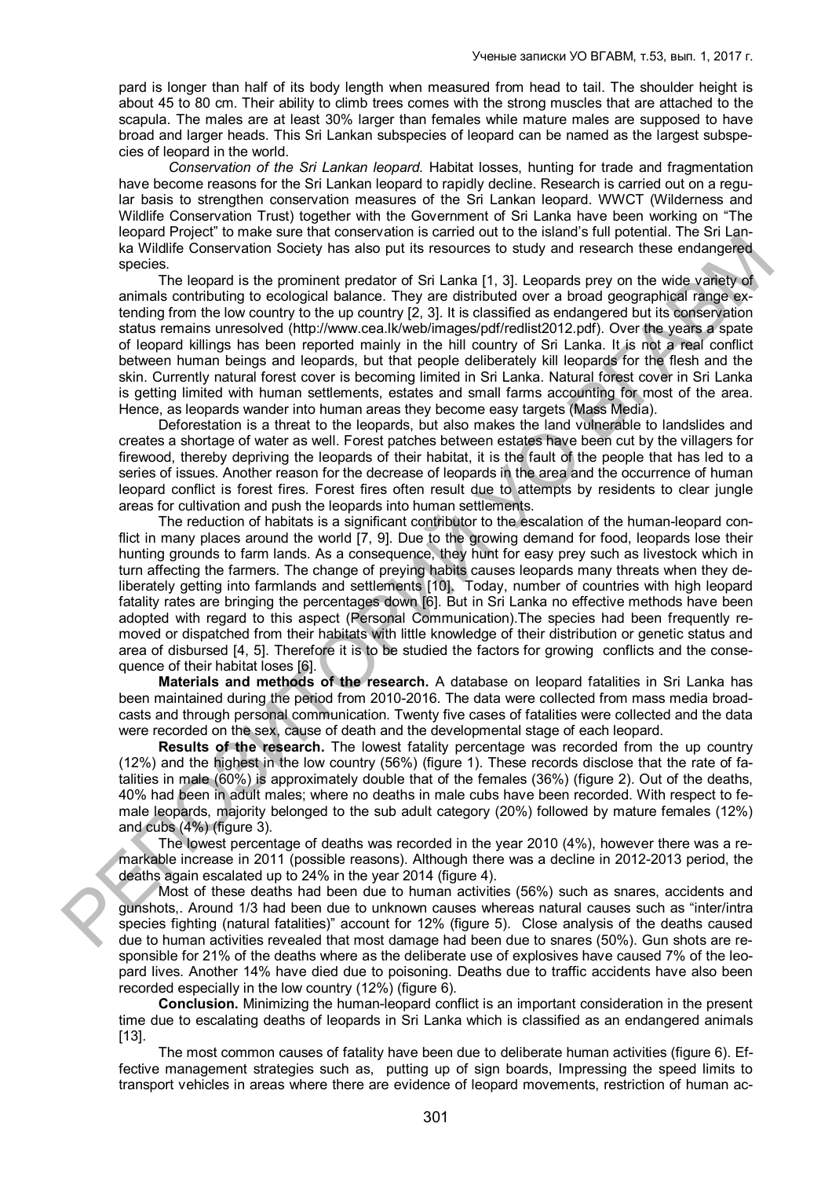pard is longer than half of its body length when measured from head to tail. The shoulder height is about 45 to 80 cm. Their ability to climb trees comes with the strong muscles that are attached to the scapula. The males are at least 30% larger than females while mature males are supposed to have broad and larger heads. This Sri Lankan subspecies of leopard can be named as the largest subspecies of leopard in the world.

*Conservation of the Sri Lankan leopard.* Habitat losses, hunting for trade and fragmentation have become reasons for the Sri Lankan leopard to rapidly decline. Research is carried out on a regular basis to strengthen conservation measures of the Sri Lankan leopard. WWCT (Wilderness and Wildlife Conservation Trust) together with the Government of Sri Lanka have been working on "The leopard Project" to make sure that conservation is carried out to the island's full potential. The Sri Lanka Wildlife Conservation Society has also put its resources to study and research these endangered species.

The leopard is the prominent predator of Sri Lanka [1, 3]. Leopards prey on the wide variety of animals contributing to ecological balance. They are distributed over a broad geographical range extending from the low country to the up country [2, 3]. It is classified as endangered but its conservation status remains unresolved (http://www.cea.lk/web/images/pdf/redlist2012.pdf). Over the years a spate of leopard killings has been reported mainly in the hill country of Sri Lanka. It is not a real conflict between human beings and leopards, but that people deliberately kill leopards for the flesh and the skin. Currently natural forest cover is becoming limited in Sri Lanka. Natural forest cover in Sri Lanka is getting limited with human settlements, estates and small farms accounting for most of the area. Hence, as leopards wander into human areas they become easy targets (Mass Media).

Deforestation is a threat to the leopards, but also makes the land vulnerable to landslides and creates a shortage of water as well. Forest patches between estates have been cut by the villagers for firewood, thereby depriving the leopards of their habitat, it is the fault of the people that has led to a series of issues. Another reason for the decrease of leopards in the area and the occurrence of human leopard conflict is forest fires. Forest fires often result due to attempts by residents to clear jungle areas for cultivation and push the leopards into human settlements.

The reduction of habitats is a significant contributor to the escalation of the human-leopard conflict in many places around the world [7, 9]. Due to the growing demand for food, leopards lose their hunting grounds to farm lands. As a consequence, they hunt for easy prey such as livestock which in turn affecting the farmers. The change of preying habits causes leopards many threats when they deliberately getting into farmlands and settlements [10]. Today, number of countries with high leopard fatality rates are bringing the percentages down [6]. But in Sri Lanka no effective methods have been adopted with regard to this aspect (Personal Communication).The species had been frequently removed or dispatched from their habitats with little knowledge of their distribution or genetic status and area of disbursed [4, 5]. Therefore it is to be studied the factors for growing conflicts and the consequence of their habitat loses [6].

**Materials and methods of the research.** A database on leopard fatalities in Sri Lanka has been maintained during the period from 2010-2016. The data were collected from mass media broadcasts and through personal communication. Twenty five cases of fatalities were collected and the data were recorded on the sex, cause of death and the developmental stage of each leopard.

**Results of the research.** The lowest fatality percentage was recorded from the up country (12%) and the highest in the low country (56%) (figure 1). These records disclose that the rate of fatalities in male (60%) is approximately double that of the females (36%) (figure 2). Out of the deaths, 40% had been in adult males; where no deaths in male cubs have been recorded. With respect to female leopards, majority belonged to the sub adult category (20%) followed by mature females (12%) and cubs (4%) (figure 3).

The lowest percentage of deaths was recorded in the year 2010 (4%), however there was a remarkable increase in 2011 (possible reasons). Although there was a decline in 2012-2013 period, the deaths again escalated up to 24% in the year 2014 (figure 4).

Most of these deaths had been due to human activities (56%) such as snares, accidents and gunshots,. Around 1/3 had been due to unknown causes whereas natural causes such as "inter/intra species fighting (natural fatalities)" account for 12% (figure 5). Close analysis of the deaths caused due to human activities revealed that most damage had been due to snares (50%). Gun shots are responsible for 21% of the deaths where as the deliberate use of explosives have caused 7% of the leopard lives. Another 14% have died due to poisoning. Deaths due to traffic accidents have also been recorded especially in the low country (12%) (figure 6).

**Conclusion.** Minimizing the human-leopard conflict is an important consideration in the present time due to escalating deaths of leopards in Sri Lanka which is classified as an endangered animals [13].

The most common causes of fatality have been due to deliberate human activities (figure 6). Effective management strategies such as, putting up of sign boards, Impressing the speed limits to transport vehicles in areas where there are evidence of leopard movements, restriction of human ac-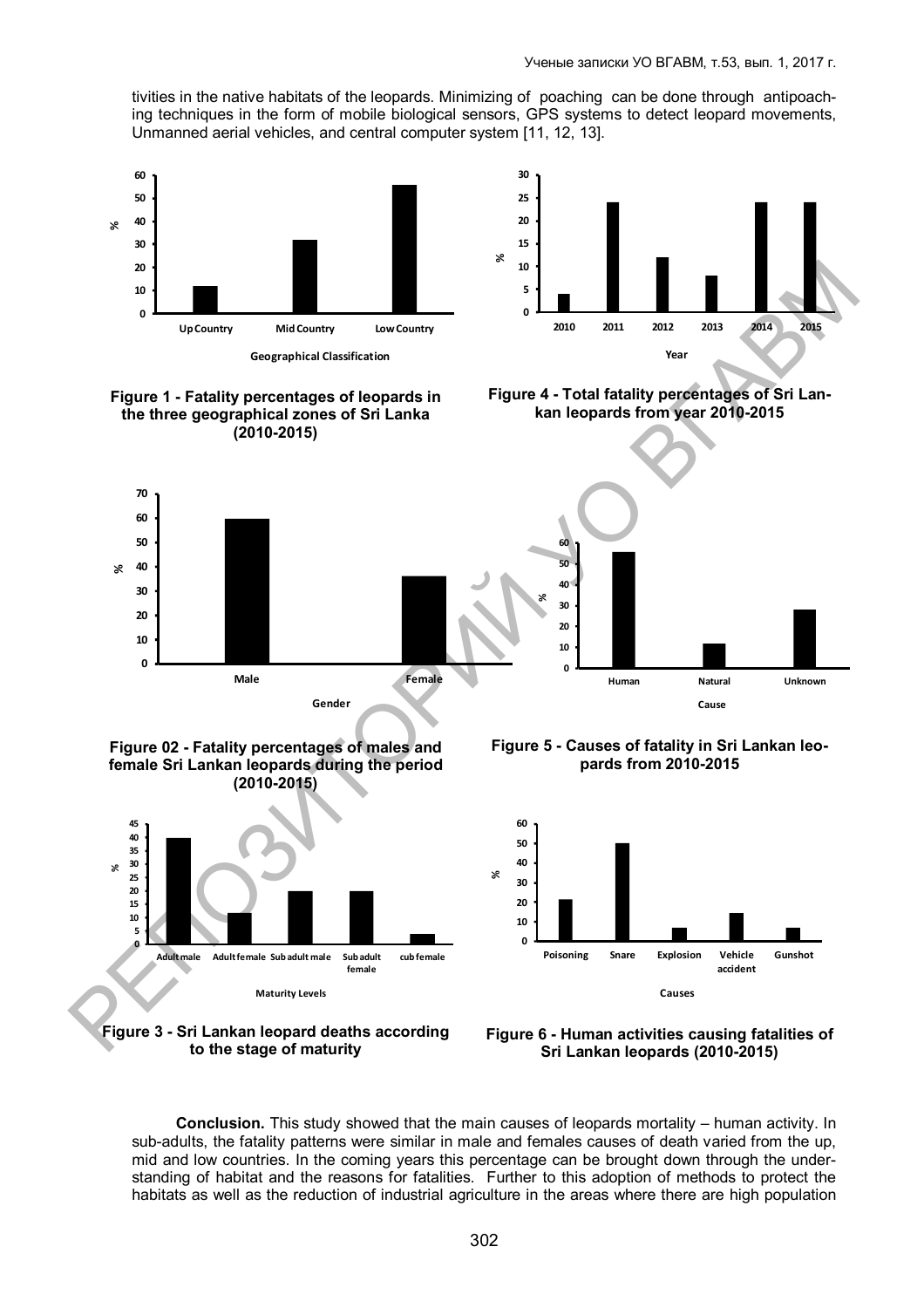tivities in the native habitats of the leopards. Minimizing of poaching can be done through antipoaching techniques in the form of mobile biological sensors, GPS systems to detect leopard movements, Unmanned aerial vehicles, and central computer system [11, 12, 13].

**Figure 1 - Fatality percentages of leopards in the three geographical zones of Sri Lanka (2010-2015)**

**Figure 4 - Total fatality percentages of Sri Lankan leopards from year 2010-2015**

**Figure 02 - Fatality percentages of males and female Sri Lankan leopards during the period (2010-2015)**

**Figure 5 - Causes of fatality in Sri Lankan leopards from 2010-2015**

**Figure 3 - Sri Lankan leopard deaths according to the stage of maturity**

**Figure 6 - Human activities causing fatalities of Sri Lankan leopards (2010-2015)**

**Conclusion.** This study showed that the main causes of leopards mortality – human activity. In sub-adults, the fatality patterns were similar in male and females causes of death varied from the up, mid and low countries. In the coming years this percentage can be brought down through the understanding of habitat and the reasons for fatalities. Further to this adoption of methods to protect the habitats as well as the reduction of industrial agriculture in the areas where there are high population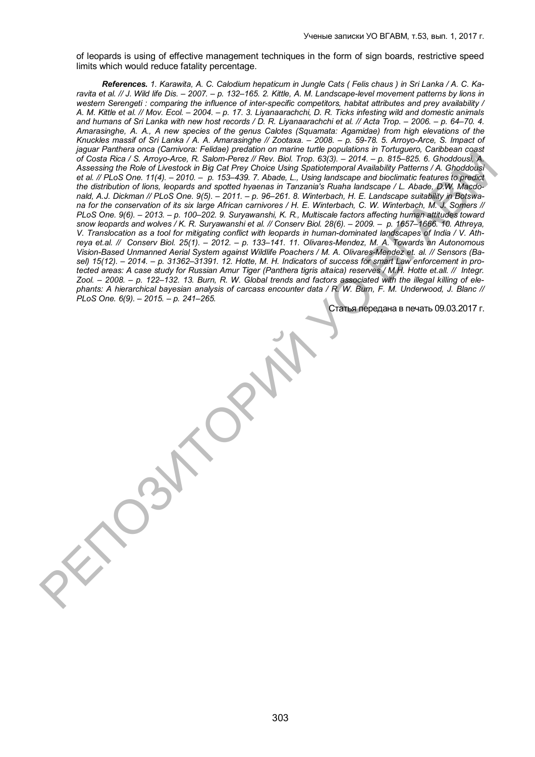of leopards is using of effective management techniques in the form of sign boards, restrictive speed limits which would reduce fatality percentage.

***References.*** *1. Karawita, A. C. Calodium hepaticum in Jungle Cats ( Felis chaus ) in Sri Lanka / A. C. Karavita et al. // J. Wild life Dis. – 2007. – p. 132–165. 2. Kittle, A. M. Landscape-level movement patterns by lions in western Serengeti : comparing the influence of inter-specific competitors, habitat attributes and prey availability / A. M. Kittle et al. // Mov. Ecol. – 2004. – p. 17. 3. Liyanaarachchi, D. R. Ticks infesting wild and domestic animals and humans of Sri Lanka with new host records / D. R. Liyanaarachchi et al. // Acta Trop. – 2006. – p. 64–70. 4. Amarasinghe, A. A., A new species of the genus Calotes (Squamata: Agamidae) from high elevations of the Knuckles massif of Sri Lanka / A. A. Amarasinghe // Zootaxa. – 2008. – p. 59-78. 5. Arroyo-Arce, S. Impact of jaguar Panthera onca (Carnivora: Felidae) predation on marine turtle populations in Tortuguero, Caribbean coast of Costa Rica / S. Arroyo-Arce, R. Salom-Perez // Rev. Biol. Trop. 63(3). – 2014. – p. 815–825. 6. Ghoddousi, A. Assessing the Role of Livestock in Big Cat Prey Choice Using Spatiotemporal Availability Patterns / A. Ghoddousi et al. // PLoS One. 11(4). – 2010. – p. 153–439. 7. Abade, L., Using landscape and bioclimatic features to predict the distribution of lions, leopards and spotted hyaenas in Tanzania's Ruaha landscape / L. Abade, D.W. Macdonald, A.J. Dickman // PLoS One. 9(5). – 2011. – p. 96–261. 8. Winterbach, H. E. Landscape suitability in Botswana for the conservation of its six large African carnivores / H. E. Winterbach, C. W. Winterbach, M. J. Somers // PLoS One. 9(6). – 2013. – p. 100–202. 9. Suryawanshi, K. R., Multiscale factors affecting human attitudes toward snow leopards and wolves / K. R. Suryawanshi et al. // Conserv Biol. 28(6). – 2009. – p. 1657–1666. 10. Athreya, V. Translocation as a tool for mitigating conflict with leopards in human-dominated landscapes of India / V. Athreya et.al. // Conserv Biol. 25(1). – 2012. – p. 133–141. 11. Olivares-Mendez, M. A. Towards an Autonomous Vision-Based Unmanned Aerial System against Wildlife Poachers / M. A. Olivares-Mendez et. al. // Sensors (Basel) 15(12). – 2014. – p. 31362–31391. 12. Hotte, M. H. Indicators of success for smart Law enforcement in protected areas: A case study for Russian Amur Tiger (Panthera tigris altaica) reserves / M.H. Hotte et.all. // Integr. Zool. – 2008. – p. 122–132. 13. Burn, R. W. Global trends and factors associated with the illegal killing of elephants: A hierarchical bayesian analysis of carcass encounter data / R. W. Burn, F. M. Underwood, J. Blanc // PLoS One. 6(9). – 2015. – p. 241–265.*

Статья передана в печать 09.03.2017 г.